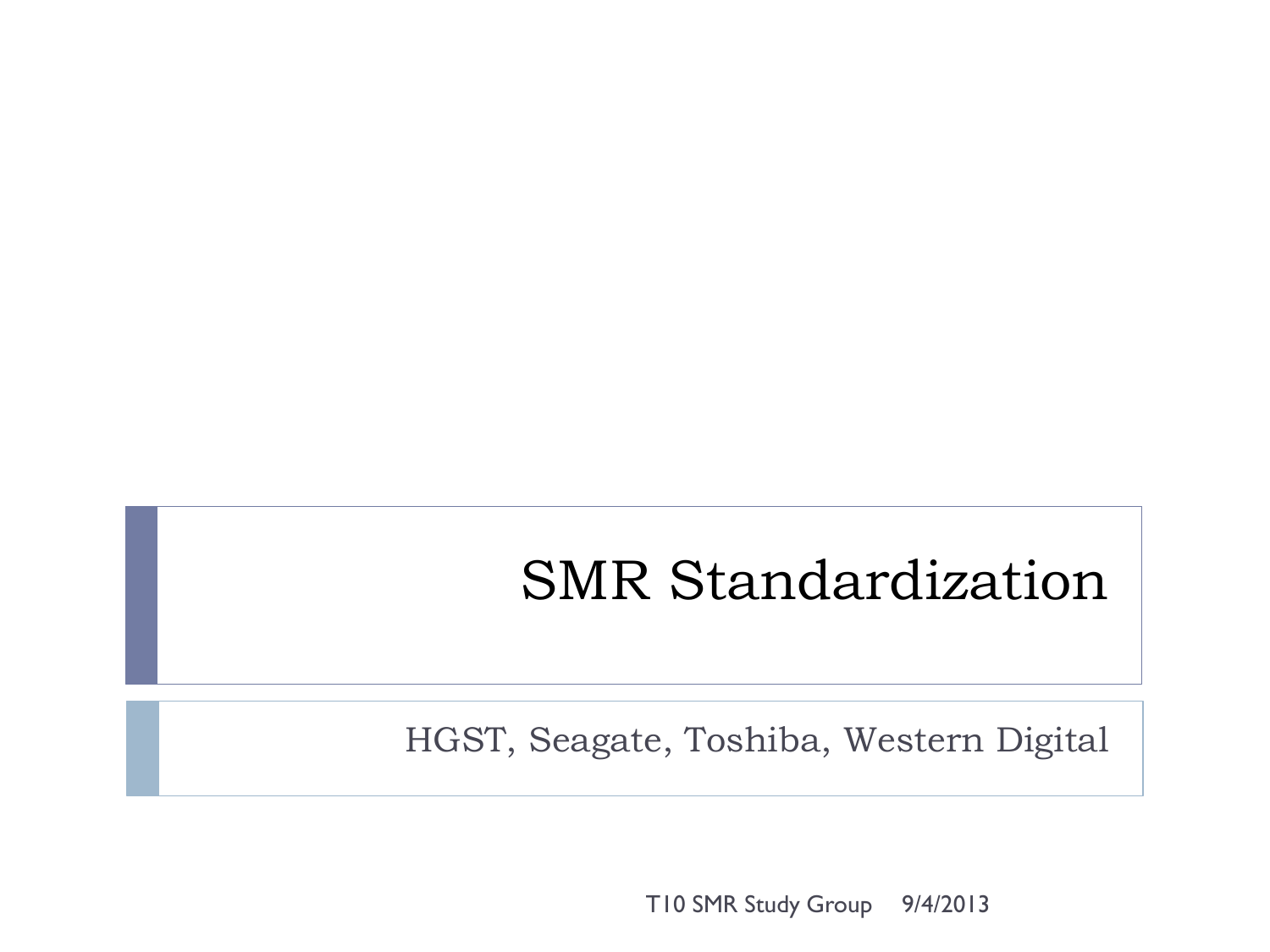# SMR Standardization

HGST, Seagate, Toshiba, Western Digital

T10 SMR Study Group 9/4/2013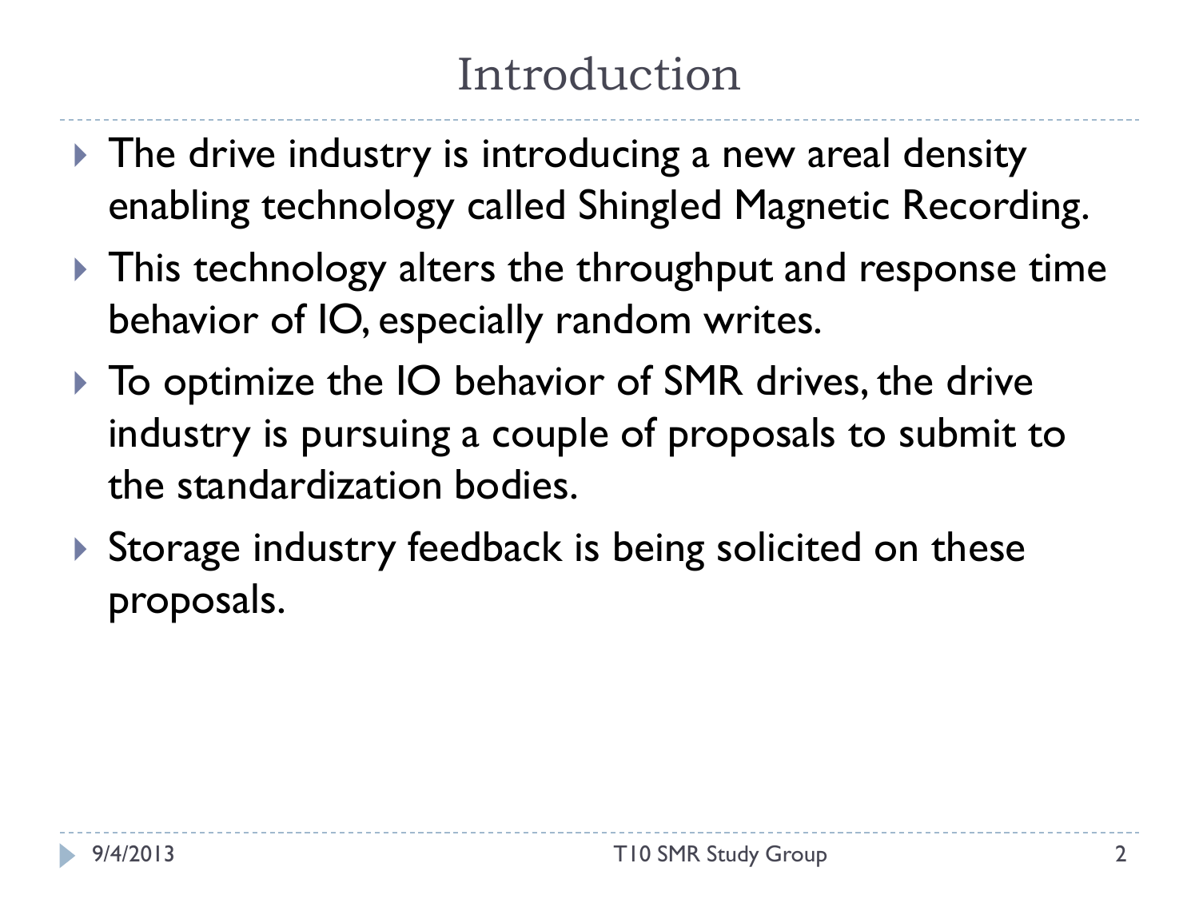# Introduction

- The drive industry is introducing a new areal density enabling technology called Shingled Magnetic Recording.
- This technology alters the throughput and response time behavior of IO, especially random writes.
- To optimize the IO behavior of SMR drives, the drive industry is pursuing a couple of proposals to submit to the standardization bodies.
- Storage industry feedback is being solicited on these proposals.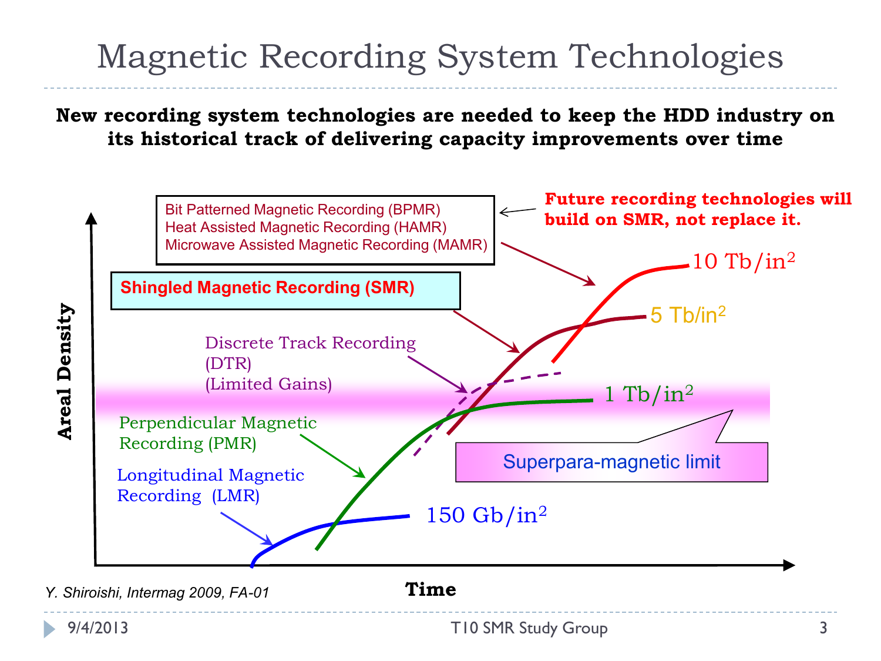# Magnetic Recording System Technologies

**New recording system technologies are needed to keep the HDD industry on its historical track of delivering capacity improvements over time**

Bit Patterned Magnetic Recording (BPMR)
Heat Assisted Magnetic Recording (HAMR)
Microwave Assisted Magnetic Recording (MAMR)

**Future recording technologies will build on SMR, not replace it.**

**Shingled Magnetic Recording (SMR)**

Discrete Track Recording (DTR) (Limited Gains)

Perpendicular Magnetic Recording (PMR)

Longitudinal Magnetic Recording (LMR)

10 Tb/in$^2$

5 Tb/in$^2$

1 Tb/in$^2$

150 Gb/in$^2$

Superpara-magnetic limit

**Areal Density**

**Time**

*Y. Shiroishi, Intermag 2009, FA-01*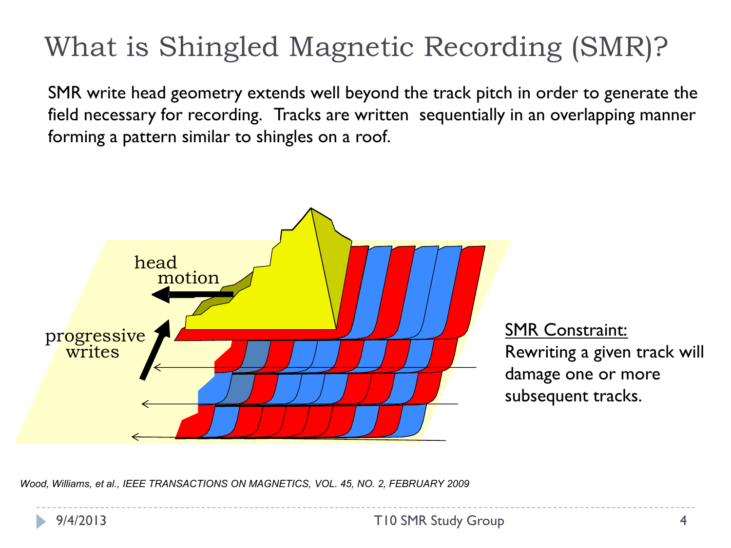# What is Shingled Magnetic Recording (SMR)?

SMR write head geometry extends well beyond the track pitch in order to generate the field necessary for recording. Tracks are written sequentially in an overlapping manner forming a pattern similar to shingles on a roof.

head motion

progressive writes

<u>SMR Constraint:</u>
Rewriting a given track will damage one or more subsequent tracks.

*Wood, Williams, et al., IEEE TRANSACTIONS ON MAGNETICS, VOL. 45, NO. 2, FEBRUARY 2009*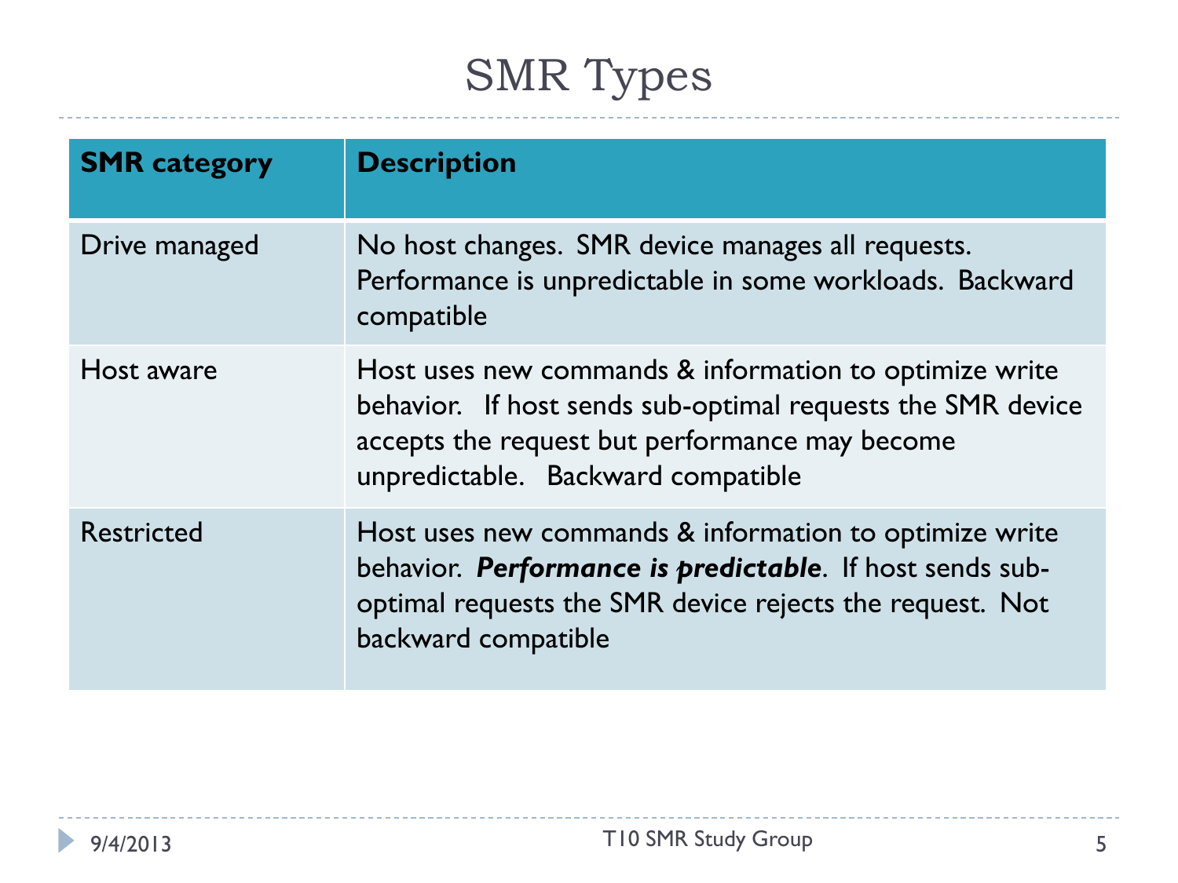# SMR Types

| SMR category | Description |
|---|---|
| Drive managed | No host changes. SMR device manages all requests. Performance is unpredictable in some workloads. Backward compatible |
| Host aware | Host uses new commands & information to optimize write behavior. If host sends sub-optimal requests the SMR device accepts the request but performance may become unpredictable. Backward compatible |
| Restricted | Host uses new commands & information to optimize write behavior. ***Performance is predictable***. If host sends sub-optimal requests the SMR device rejects the request. Not backward compatible |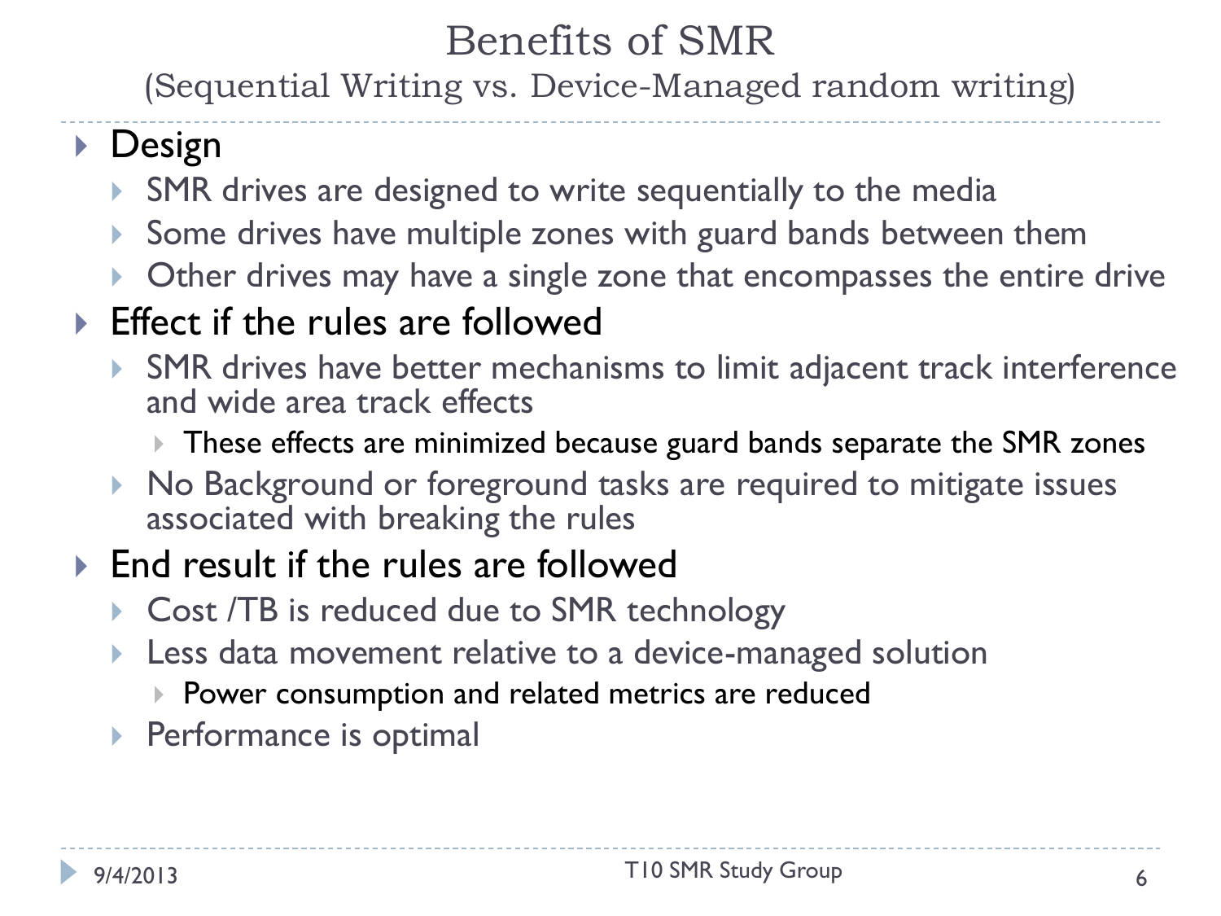# Benefits of SMR

## (Sequential Writing vs. Device-Managed random writing)

- Design
  - SMR drives are designed to write sequentially to the media
  - Some drives have multiple zones with guard bands between them
  - Other drives may have a single zone that encompasses the entire drive
- Effect if the rules are followed
  - SMR drives have better mechanisms to limit adjacent track interference and wide area track effects
    - These effects are minimized because guard bands separate the SMR zones
  - No Background or foreground tasks are required to mitigate issues associated with breaking the rules
- End result if the rules are followed
  - Cost /TB is reduced due to SMR technology
  - Less data movement relative to a device-managed solution
    - Power consumption and related metrics are reduced
  - Performance is optimal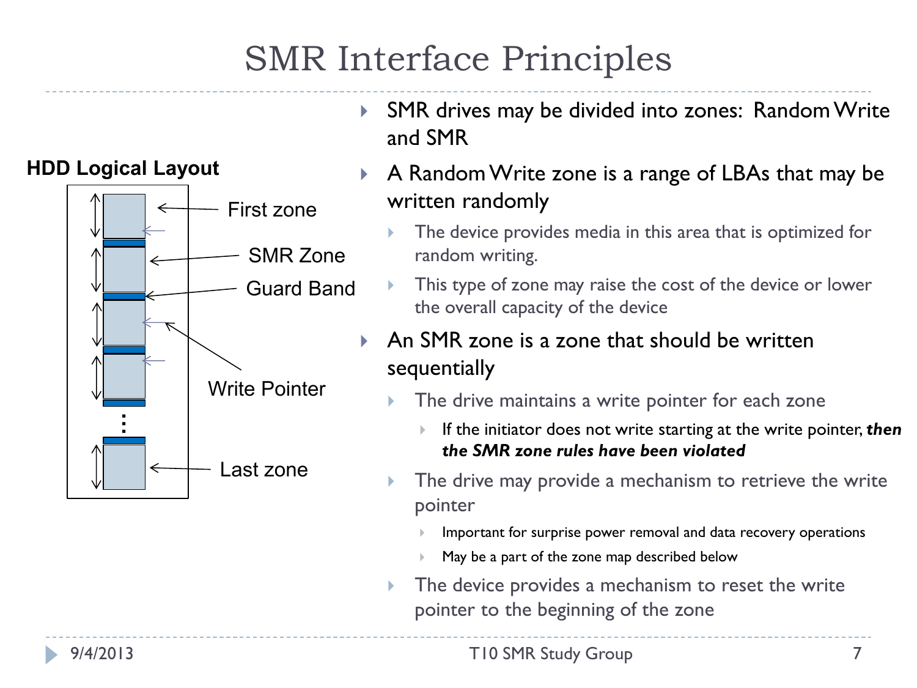# SMR Interface Principles

**HDD Logical Layout**

First zone

SMR Zone

Guard Band

Write Pointer

Last zone

- SMR drives may be divided into zones: Random Write and SMR
- A Random Write zone is a range of LBAs that may be written randomly
  - The device provides media in this area that is optimized for random writing.
  - This type of zone may raise the cost of the device or lower the overall capacity of the device
- An SMR zone is a zone that should be written sequentially
  - The drive maintains a write pointer for each zone
    - If the initiator does not write starting at the write pointer, ***then the SMR zone rules have been violated***
  - The drive may provide a mechanism to retrieve the write pointer
    - Important for surprise power removal and data recovery operations
    - May be a part of the zone map described below
  - The device provides a mechanism to reset the write pointer to the beginning of the zone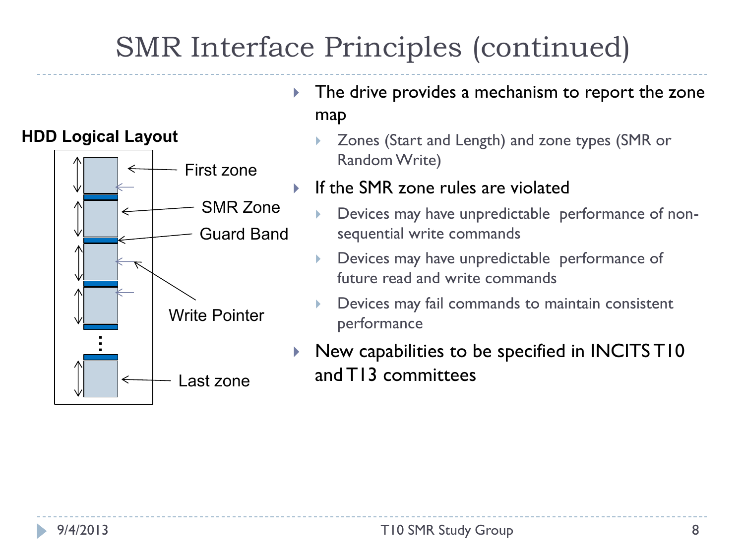# SMR Interface Principles (continued)

**HDD Logical Layout**

First zone

SMR Zone

Guard Band

Write Pointer

Last zone

- The drive provides a mechanism to report the zone map
  - Zones (Start and Length) and zone types (SMR or Random Write)
- If the SMR zone rules are violated
  - Devices may have unpredictable performance of non-sequential write commands
  - Devices may have unpredictable performance of future read and write commands
  - Devices may fail commands to maintain consistent performance
- New capabilities to be specified in INCITS T10 and T13 committees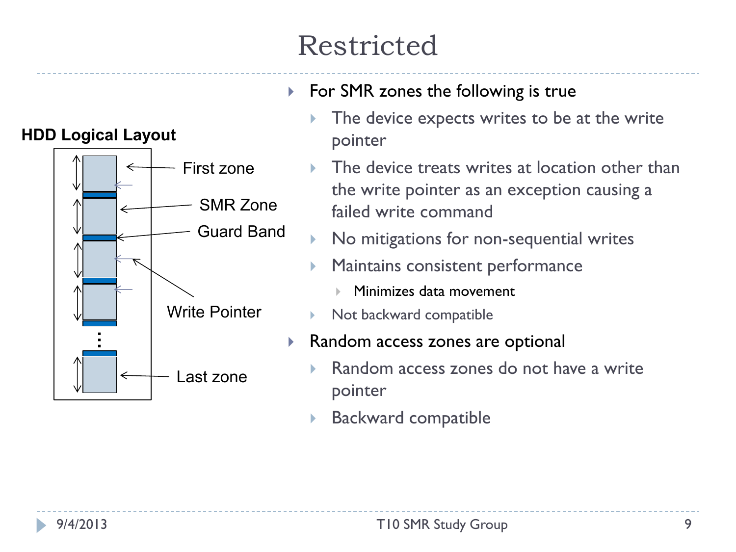# Restricted

**HDD Logical Layout**

First zone

SMR Zone

Guard Band

Write Pointer

Last zone

- For SMR zones the following is true
  - The device expects writes to be at the write pointer
  - The device treats writes at location other than the write pointer as an exception causing a failed write command
  - No mitigations for non-sequential writes
  - Maintains consistent performance
    - Minimizes data movement
  - Not backward compatible
- Random access zones are optional
  - Random access zones do not have a write pointer
  - Backward compatible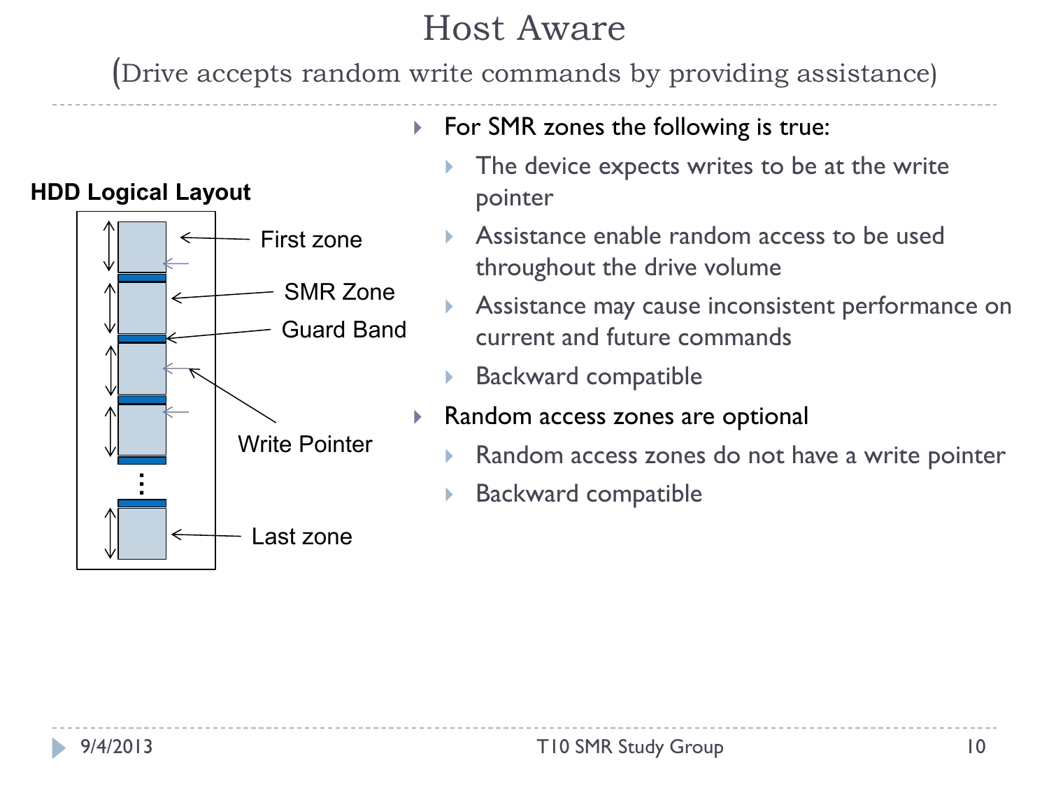# Host Aware

(Drive accepts random write commands by providing assistance)

**HDD Logical Layout**

First zone

SMR Zone

Guard Band

Write Pointer

Last zone

- For SMR zones the following is true:
  - The device expects writes to be at the write pointer
  - Assistance enable random access to be used throughout the drive volume
  - Assistance may cause inconsistent performance on current and future commands
  - Backward compatible
- Random access zones are optional
  - Random access zones do not have a write pointer
  - Backward compatible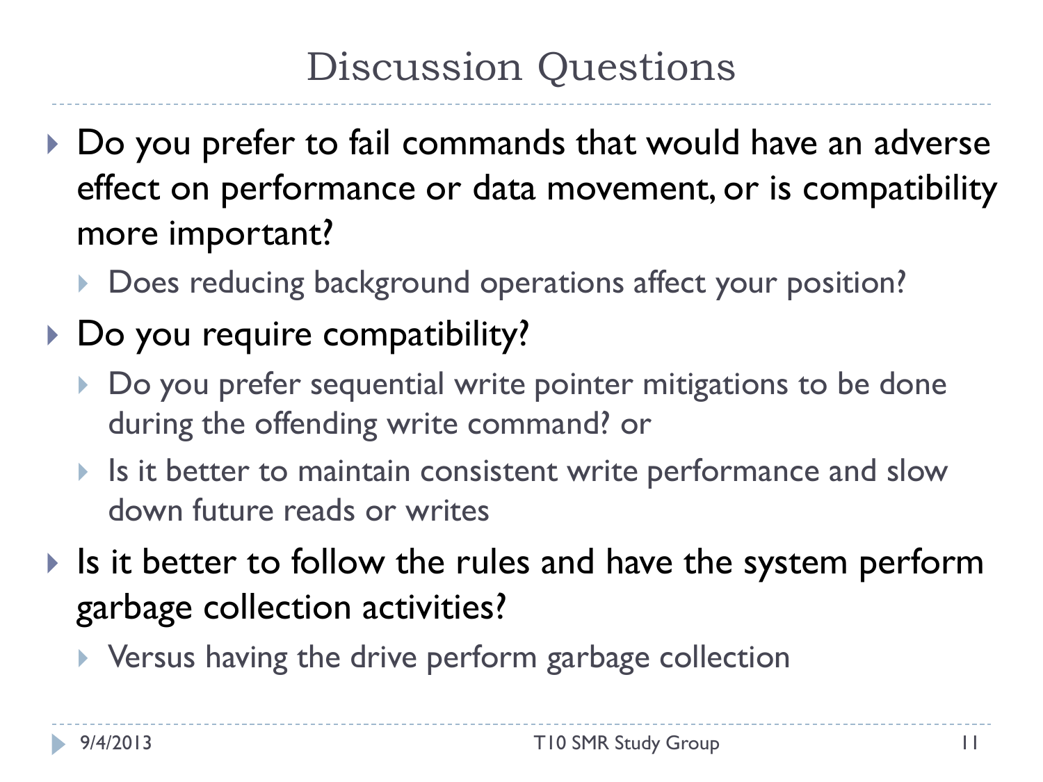# Discussion Questions

- Do you prefer to fail commands that would have an adverse effect on performance or data movement, or is compatibility more important?
  - Does reducing background operations affect your position?
- Do you require compatibility?
  - Do you prefer sequential write pointer mitigations to be done during the offending write command? or
  - Is it better to maintain consistent write performance and slow down future reads or writes
- Is it better to follow the rules and have the system perform garbage collection activities?
  - Versus having the drive perform garbage collection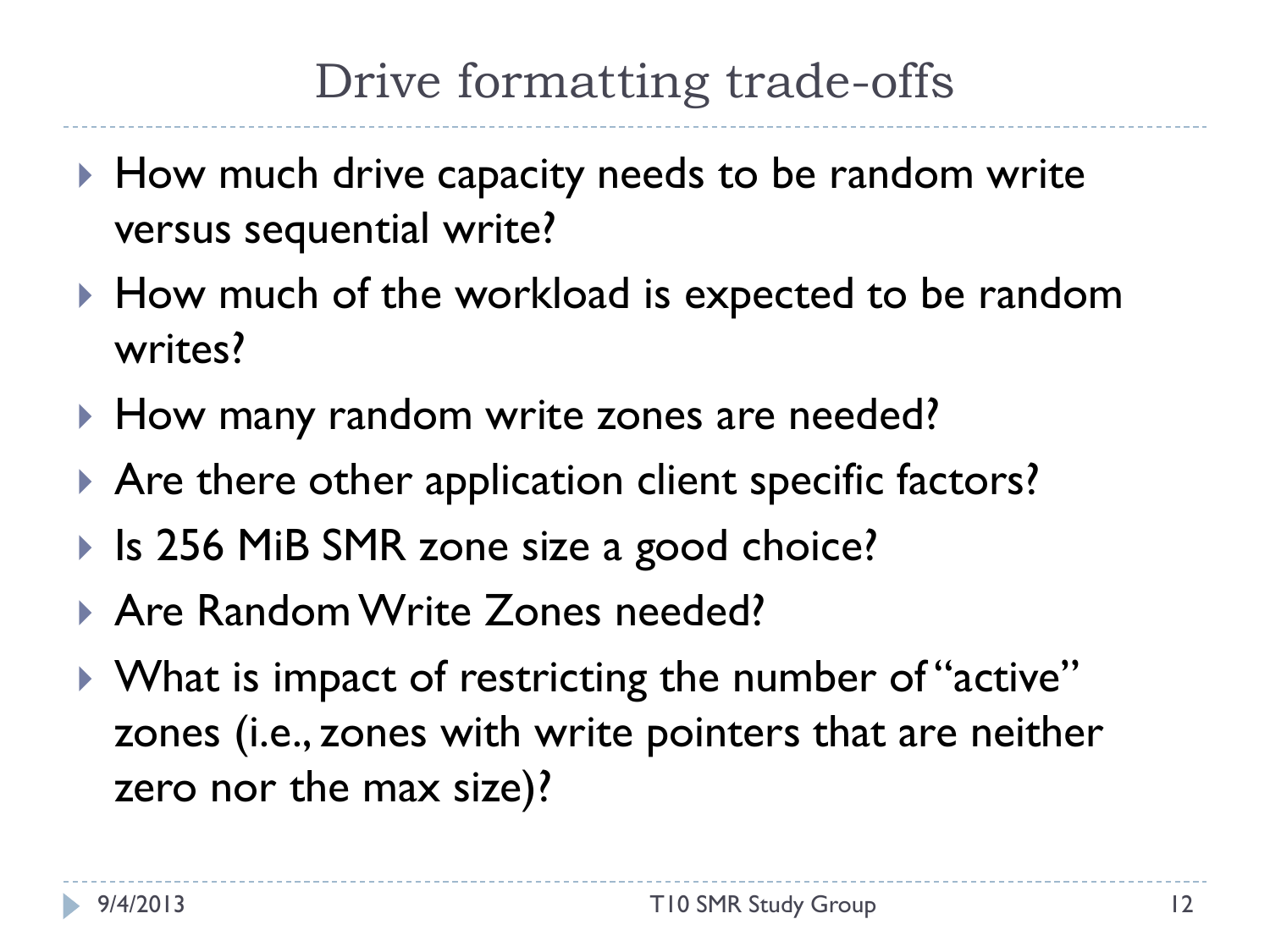# Drive formatting trade-offs

- How much drive capacity needs to be random write versus sequential write?
- How much of the workload is expected to be random writes?
- How many random write zones are needed?
- Are there other application client specific factors?
- Is 256 MiB SMR zone size a good choice?
- Are Random Write Zones needed?
- What is impact of restricting the number of "active" zones (i.e., zones with write pointers that are neither zero nor the max size)?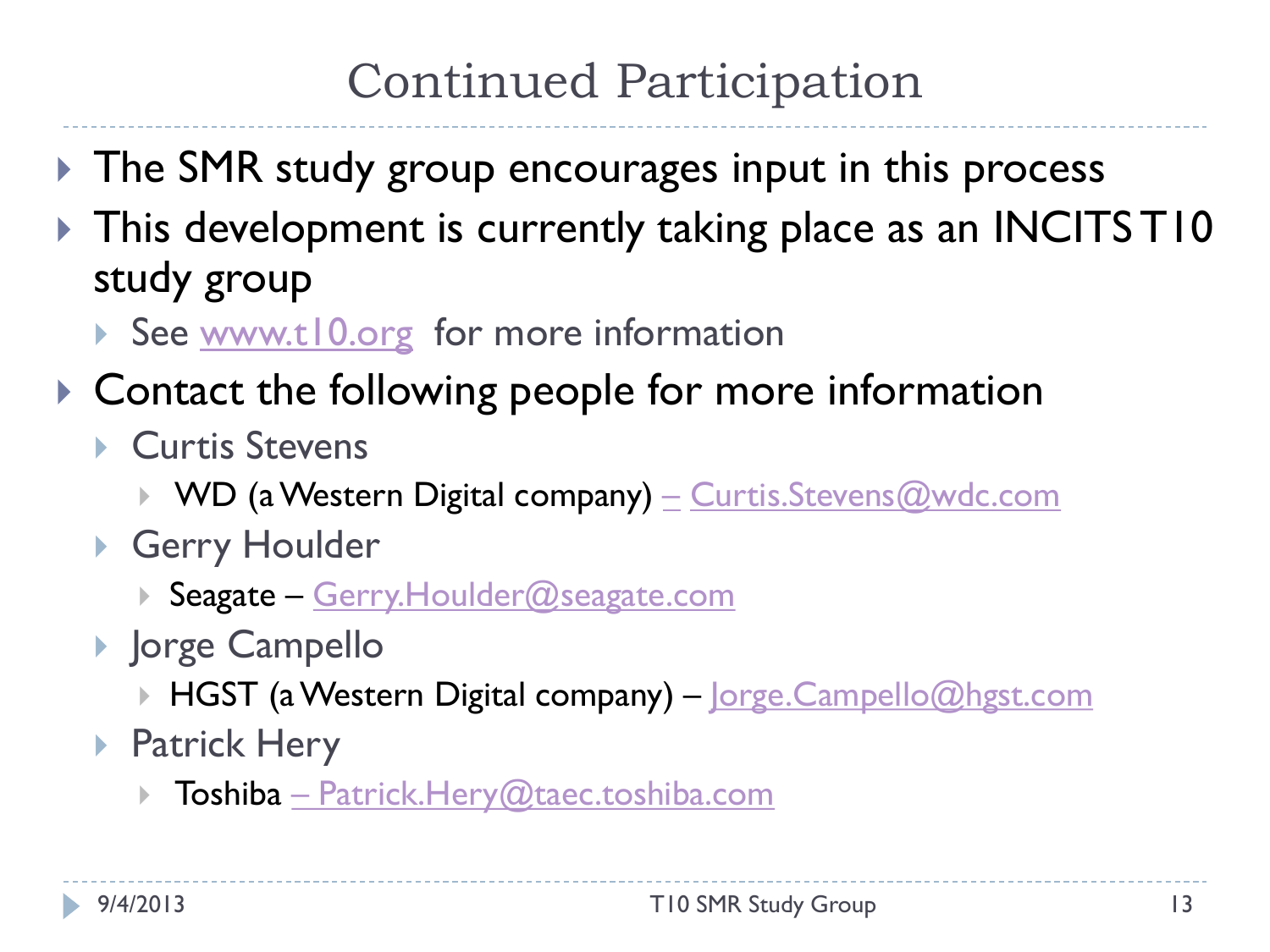# Continued Participation

- The SMR study group encourages input in this process
- This development is currently taking place as an INCITS T10 study group
  - See www.t10.org for more information
- Contact the following people for more information
  - Curtis Stevens
    - WD (a Western Digital company) – Curtis.Stevens@wdc.com
  - Gerry Houlder
    - Seagate – Gerry.Houlder@seagate.com
  - Jorge Campello
    - HGST (a Western Digital company) – Jorge.Campello@hgst.com
  - Patrick Hery
    - Toshiba – Patrick.Hery@taec.toshiba.com